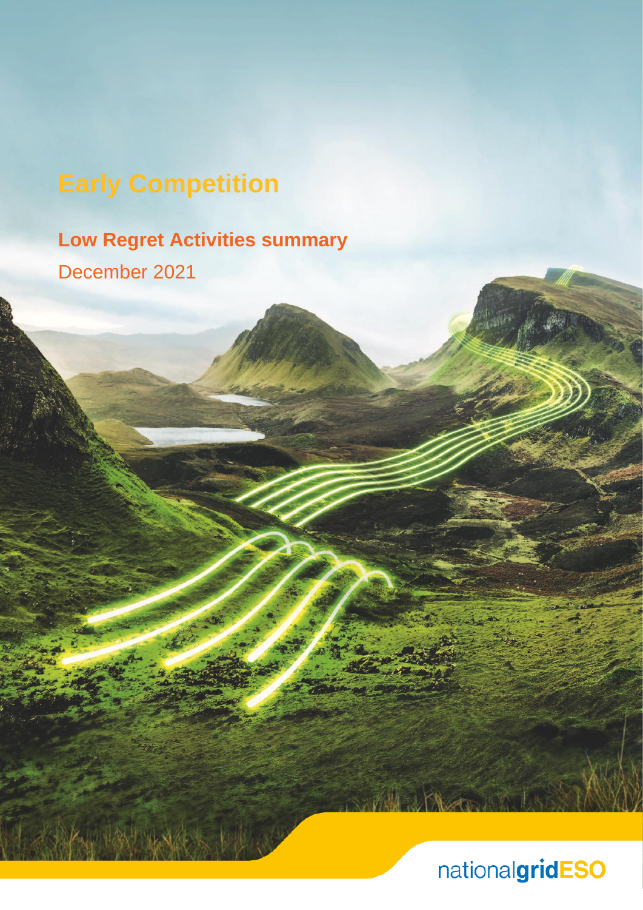# Early Competition

## Low Regret Activities summary

December 2021

nationalgridESO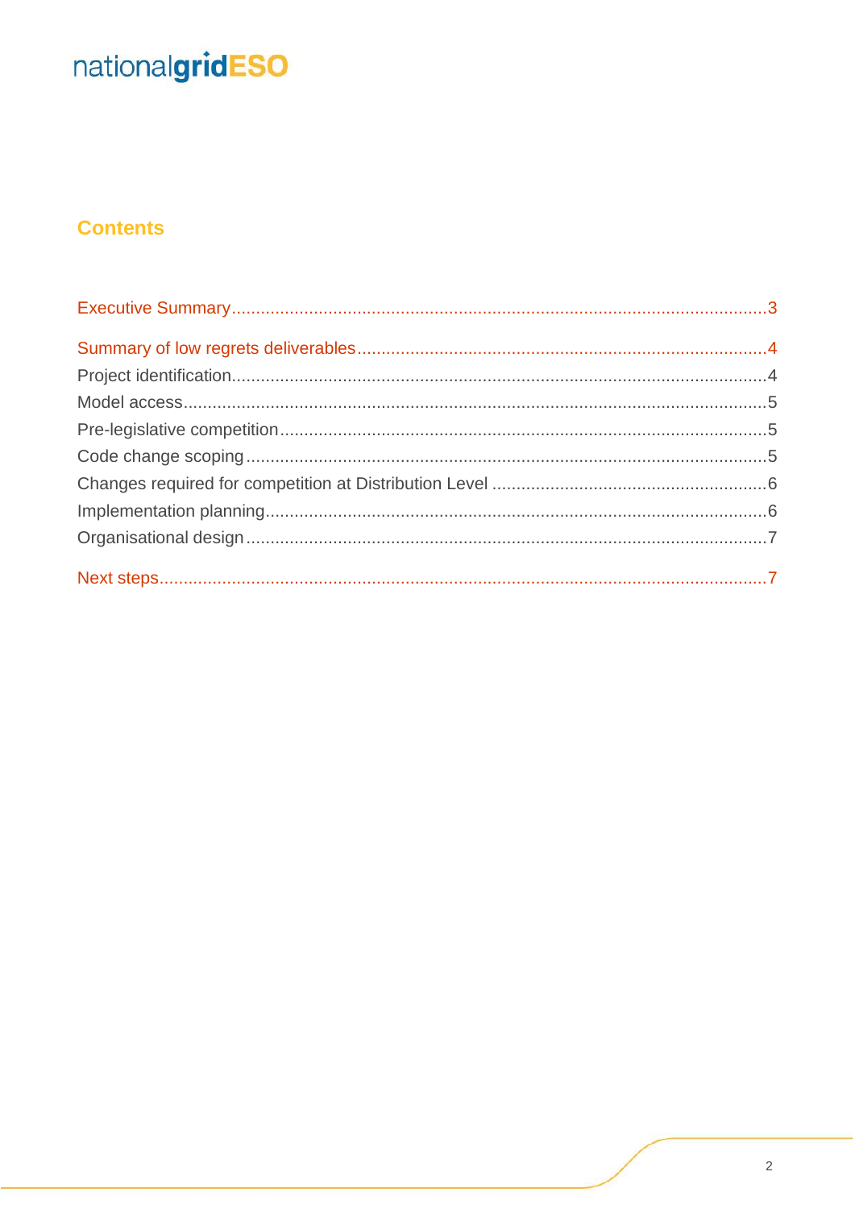## Contents

Executive Summary ..... 3

Summary of low regrets deliverables ..... 4

- Project identification ..... 4
- Model access ..... 5
- Pre-legislative competition ..... 5
- Code change scoping ..... 5
- Changes required for competition at Distribution Level ..... 6
- Implementation planning ..... 6
- Organisational design ..... 7

Next steps ..... 7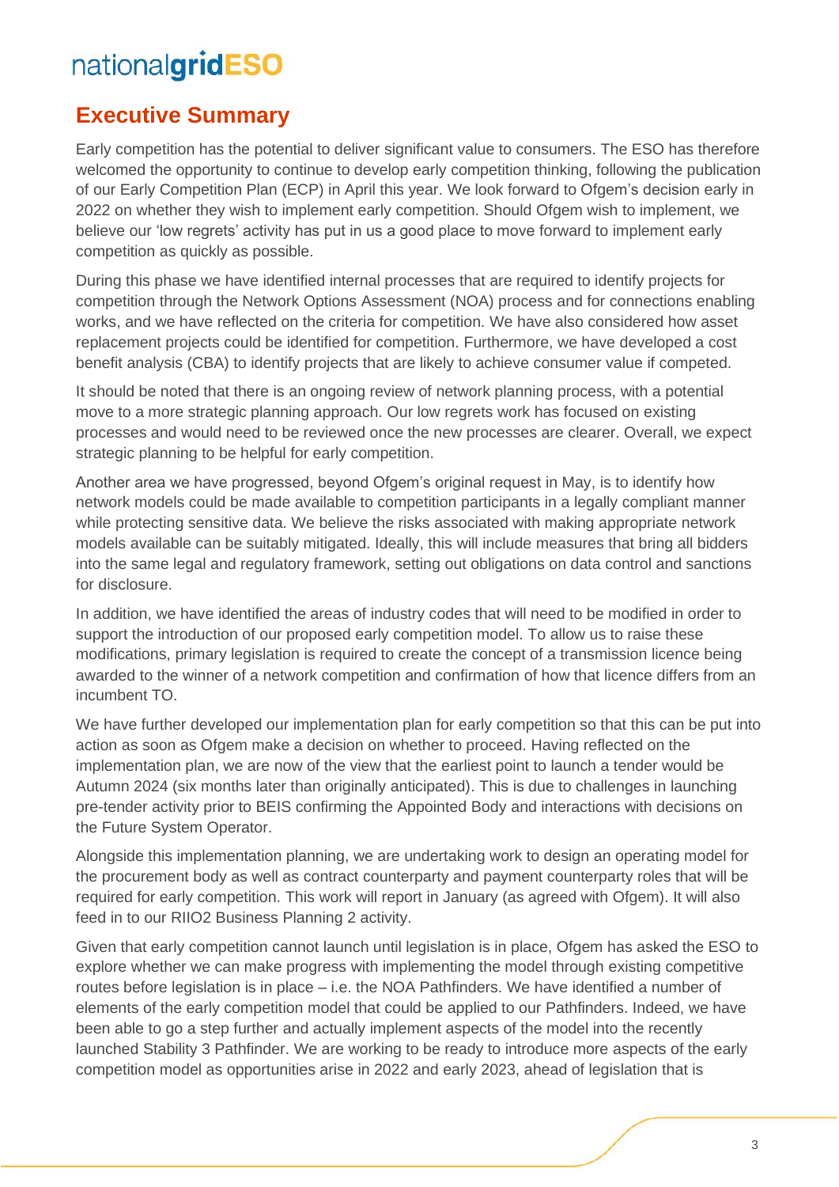## Executive Summary

Early competition has the potential to deliver significant value to consumers. The ESO has therefore welcomed the opportunity to continue to develop early competition thinking, following the publication of our Early Competition Plan (ECP) in April this year. We look forward to Ofgem's decision early in 2022 on whether they wish to implement early competition. Should Ofgem wish to implement, we believe our 'low regrets' activity has put in us a good place to move forward to implement early competition as quickly as possible.

During this phase we have identified internal processes that are required to identify projects for competition through the Network Options Assessment (NOA) process and for connections enabling works, and we have reflected on the criteria for competition. We have also considered how asset replacement projects could be identified for competition. Furthermore, we have developed a cost benefit analysis (CBA) to identify projects that are likely to achieve consumer value if competed.

It should be noted that there is an ongoing review of network planning process, with a potential move to a more strategic planning approach. Our low regrets work has focused on existing processes and would need to be reviewed once the new processes are clearer. Overall, we expect strategic planning to be helpful for early competition.

Another area we have progressed, beyond Ofgem's original request in May, is to identify how network models could be made available to competition participants in a legally compliant manner while protecting sensitive data. We believe the risks associated with making appropriate network models available can be suitably mitigated. Ideally, this will include measures that bring all bidders into the same legal and regulatory framework, setting out obligations on data control and sanctions for disclosure.

In addition, we have identified the areas of industry codes that will need to be modified in order to support the introduction of our proposed early competition model. To allow us to raise these modifications, primary legislation is required to create the concept of a transmission licence being awarded to the winner of a network competition and confirmation of how that licence differs from an incumbent TO.

We have further developed our implementation plan for early competition so that this can be put into action as soon as Ofgem make a decision on whether to proceed. Having reflected on the implementation plan, we are now of the view that the earliest point to launch a tender would be Autumn 2024 (six months later than originally anticipated). This is due to challenges in launching pre-tender activity prior to BEIS confirming the Appointed Body and interactions with decisions on the Future System Operator.

Alongside this implementation planning, we are undertaking work to design an operating model for the procurement body as well as contract counterparty and payment counterparty roles that will be required for early competition. This work will report in January (as agreed with Ofgem). It will also feed in to our RIIO2 Business Planning 2 activity.

Given that early competition cannot launch until legislation is in place, Ofgem has asked the ESO to explore whether we can make progress with implementing the model through existing competitive routes before legislation is in place – i.e. the NOA Pathfinders. We have identified a number of elements of the early competition model that could be applied to our Pathfinders. Indeed, we have been able to go a step further and actually implement aspects of the model into the recently launched Stability 3 Pathfinder. We are working to be ready to introduce more aspects of the early competition model as opportunities arise in 2022 and early 2023, ahead of legislation that is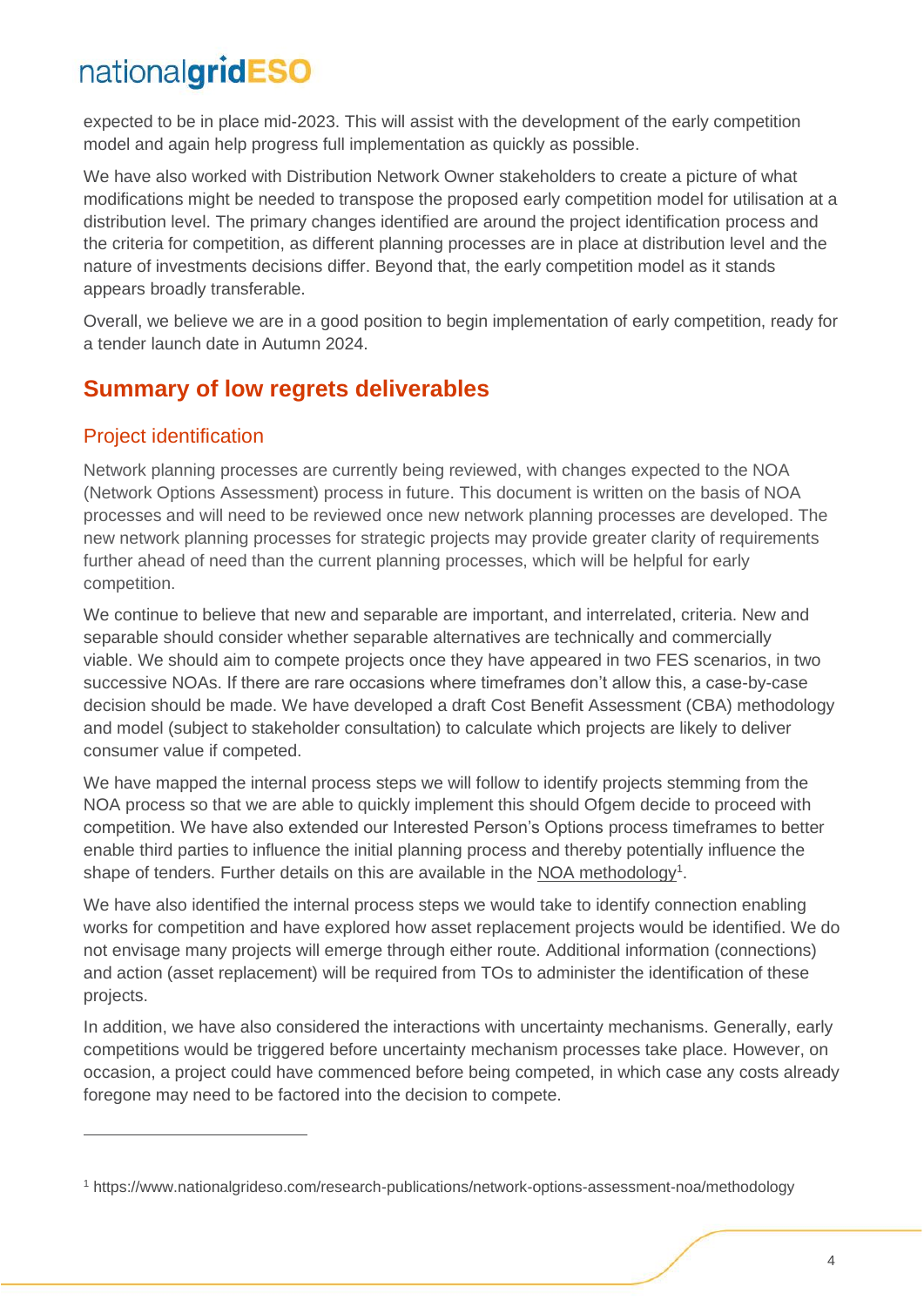expected to be in place mid-2023. This will assist with the development of the early competition model and again help progress full implementation as quickly as possible.

We have also worked with Distribution Network Owner stakeholders to create a picture of what modifications might be needed to transpose the proposed early competition model for utilisation at a distribution level. The primary changes identified are around the project identification process and the criteria for competition, as different planning processes are in place at distribution level and the nature of investments decisions differ. Beyond that, the early competition model as it stands appears broadly transferable.

Overall, we believe we are in a good position to begin implementation of early competition, ready for a tender launch date in Autumn 2024.

## Summary of low regrets deliverables

### Project identification

Network planning processes are currently being reviewed, with changes expected to the NOA (Network Options Assessment) process in future. This document is written on the basis of NOA processes and will need to be reviewed once new network planning processes are developed. The new network planning processes for strategic projects may provide greater clarity of requirements further ahead of need than the current planning processes, which will be helpful for early competition.

We continue to believe that new and separable are important, and interrelated, criteria. New and separable should consider whether separable alternatives are technically and commercially viable. We should aim to compete projects once they have appeared in two FES scenarios, in two successive NOAs. If there are rare occasions where timeframes don't allow this, a case-by-case decision should be made. We have developed a draft Cost Benefit Assessment (CBA) methodology and model (subject to stakeholder consultation) to calculate which projects are likely to deliver consumer value if competed.

We have mapped the internal process steps we will follow to identify projects stemming from the NOA process so that we are able to quickly implement this should Ofgem decide to proceed with competition. We have also extended our Interested Person's Options process timeframes to better enable third parties to influence the initial planning process and thereby potentially influence the shape of tenders. Further details on this are available in the NOA methodology[1].

We have also identified the internal process steps we would take to identify connection enabling works for competition and have explored how asset replacement projects would be identified. We do not envisage many projects will emerge through either route. Additional information (connections) and action (asset replacement) will be required from TOs to administer the identification of these projects.

In addition, we have also considered the interactions with uncertainty mechanisms. Generally, early competitions would be triggered before uncertainty mechanism processes take place. However, on occasion, a project could have commenced before being competed, in which case any costs already foregone may need to be factored into the decision to compete.

---

[1] https://www.nationalgrideso.com/research-publications/network-options-assessment-noa/methodology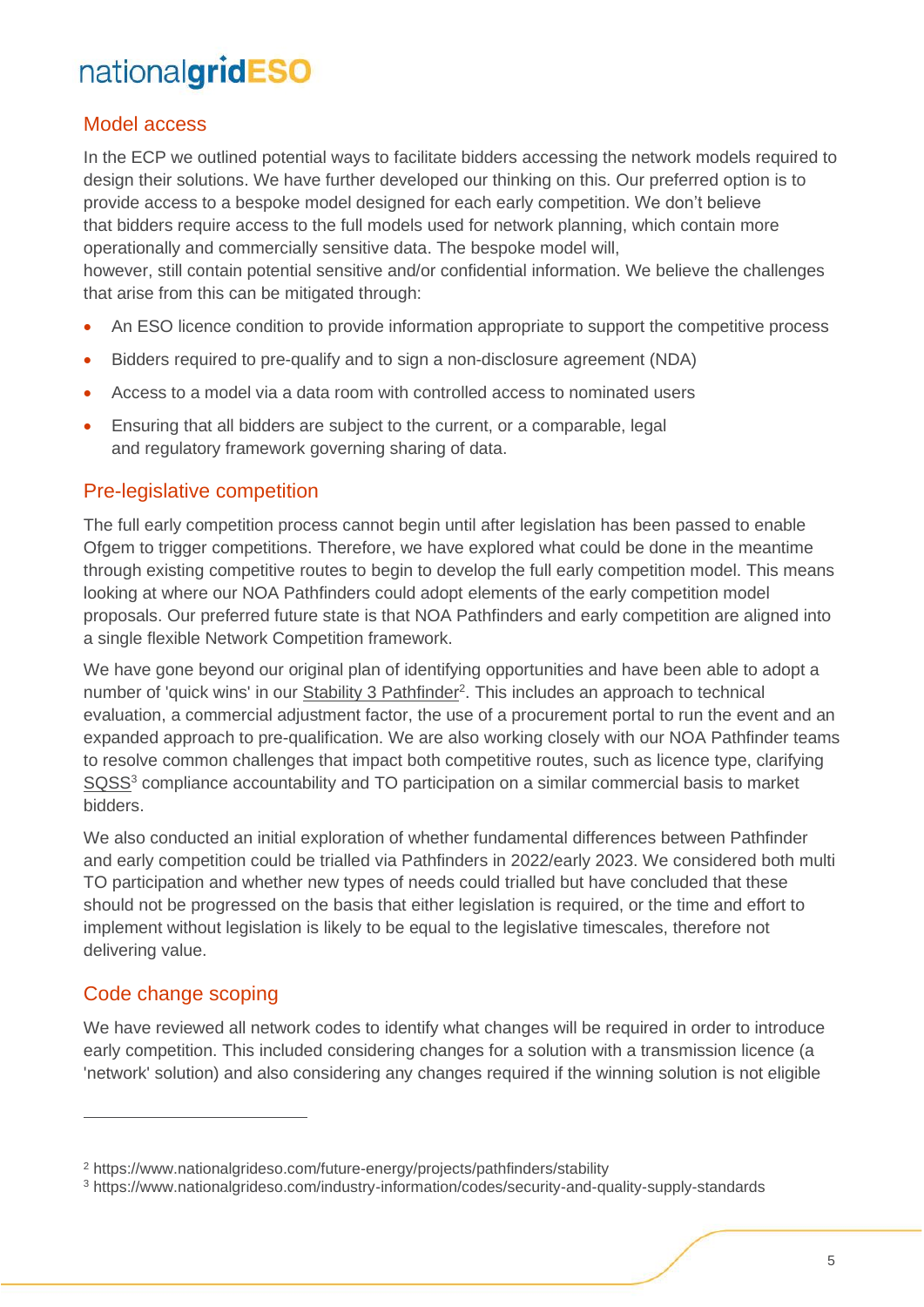## Model access

In the ECP we outlined potential ways to facilitate bidders accessing the network models required to design their solutions. We have further developed our thinking on this. Our preferred option is to provide access to a bespoke model designed for each early competition. We don't believe that bidders require access to the full models used for network planning, which contain more operationally and commercially sensitive data. The bespoke model will, however, still contain potential sensitive and/or confidential information. We believe the challenges that arise from this can be mitigated through:

- An ESO licence condition to provide information appropriate to support the competitive process
- Bidders required to pre-qualify and to sign a non-disclosure agreement (NDA)
- Access to a model via a data room with controlled access to nominated users
- Ensuring that all bidders are subject to the current, or a comparable, legal and regulatory framework governing sharing of data.

## Pre-legislative competition

The full early competition process cannot begin until after legislation has been passed to enable Ofgem to trigger competitions. Therefore, we have explored what could be done in the meantime through existing competitive routes to begin to develop the full early competition model. This means looking at where our NOA Pathfinders could adopt elements of the early competition model proposals. Our preferred future state is that NOA Pathfinders and early competition are aligned into a single flexible Network Competition framework.

We have gone beyond our original plan of identifying opportunities and have been able to adopt a number of 'quick wins' in our Stability 3 Pathfinder[2]. This includes an approach to technical evaluation, a commercial adjustment factor, the use of a procurement portal to run the event and an expanded approach to pre-qualification. We are also working closely with our NOA Pathfinder teams to resolve common challenges that impact both competitive routes, such as licence type, clarifying SQSS[3] compliance accountability and TO participation on a similar commercial basis to market bidders.

We also conducted an initial exploration of whether fundamental differences between Pathfinder and early competition could be trialled via Pathfinders in 2022/early 2023. We considered both multi TO participation and whether new types of needs could trialled but have concluded that these should not be progressed on the basis that either legislation is required, or the time and effort to implement without legislation is likely to be equal to the legislative timescales, therefore not delivering value.

## Code change scoping

We have reviewed all network codes to identify what changes will be required in order to introduce early competition. This included considering changes for a solution with a transmission licence (a 'network' solution) and also considering any changes required if the winning solution is not eligible

[2] https://www.nationalgrideso.com/future-energy/projects/pathfinders/stability

[3] https://www.nationalgrideso.com/industry-information/codes/security-and-quality-supply-standards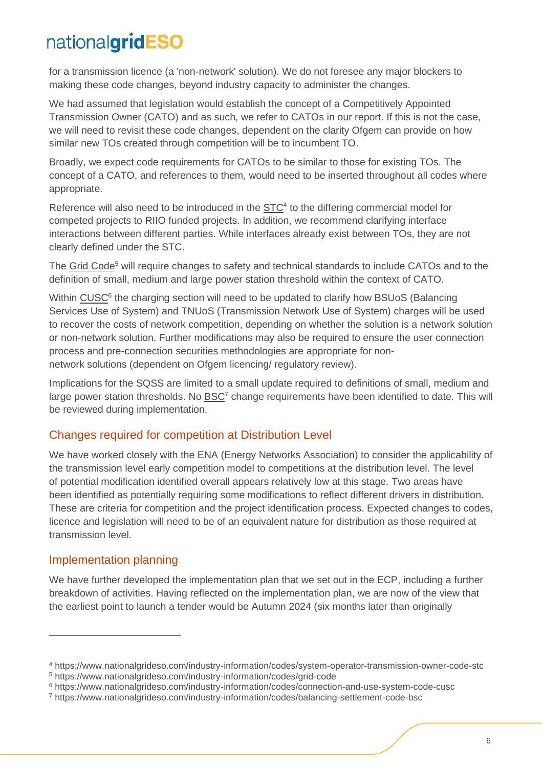for a transmission licence (a 'non-network' solution). We do not foresee any major blockers to making these code changes, beyond industry capacity to administer the changes.

We had assumed that legislation would establish the concept of a Competitively Appointed Transmission Owner (CATO) and as such, we refer to CATOs in our report. If this is not the case, we will need to revisit these code changes, dependent on the clarity Ofgem can provide on how similar new TOs created through competition will be to incumbent TO.

Broadly, we expect code requirements for CATOs to be similar to those for existing TOs. The concept of a CATO, and references to them, would need to be inserted throughout all codes where appropriate.

Reference will also need to be introduced in the STC[4] to the differing commercial model for competed projects to RIIO funded projects. In addition, we recommend clarifying interface interactions between different parties. While interfaces already exist between TOs, they are not clearly defined under the STC.

The Grid Code[5] will require changes to safety and technical standards to include CATOs and to the definition of small, medium and large power station threshold within the context of CATO.

Within CUSC[6] the charging section will need to be updated to clarify how BSUoS (Balancing Services Use of System) and TNUoS (Transmission Network Use of System) charges will be used to recover the costs of network competition, depending on whether the solution is a network solution or non-network solution. Further modifications may also be required to ensure the user connection process and pre-connection securities methodologies are appropriate for non-network solutions (dependent on Ofgem licencing/ regulatory review).

Implications for the SQSS are limited to a small update required to definitions of small, medium and large power station thresholds. No BSC[7] change requirements have been identified to date. This will be reviewed during implementation.

## Changes required for competition at Distribution Level

We have worked closely with the ENA (Energy Networks Association) to consider the applicability of the transmission level early competition model to competitions at the distribution level. The level of potential modification identified overall appears relatively low at this stage. Two areas have been identified as potentially requiring some modifications to reflect different drivers in distribution. These are criteria for competition and the project identification process. Expected changes to codes, licence and legislation will need to be of an equivalent nature for distribution as those required at transmission level.

## Implementation planning

We have further developed the implementation plan that we set out in the ECP, including a further breakdown of activities. Having reflected on the implementation plan, we are now of the view that the earliest point to launch a tender would be Autumn 2024 (six months later than originally

---

[4] https://www.nationalgrideso.com/industry-information/codes/system-operator-transmission-owner-code-stc

[5] https://www.nationalgrideso.com/industry-information/codes/grid-code

[6] https://www.nationalgrideso.com/industry-information/codes/connection-and-use-system-code-cusc

[7] https://www.nationalgrideso.com/industry-information/codes/balancing-settlement-code-bsc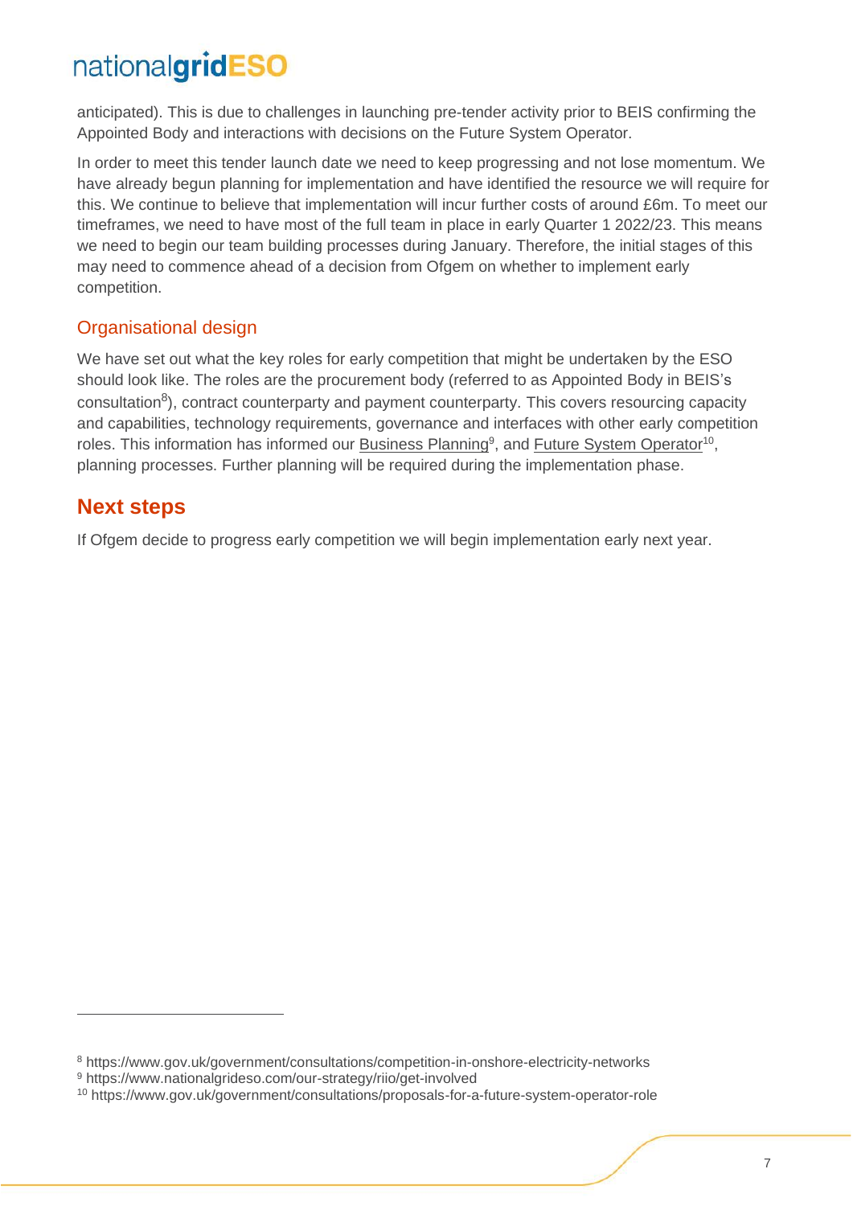anticipated). This is due to challenges in launching pre-tender activity prior to BEIS confirming the Appointed Body and interactions with decisions on the Future System Operator.

In order to meet this tender launch date we need to keep progressing and not lose momentum. We have already begun planning for implementation and have identified the resource we will require for this. We continue to believe that implementation will incur further costs of around £6m. To meet our timeframes, we need to have most of the full team in place in early Quarter 1 2022/23. This means we need to begin our team building processes during January. Therefore, the initial stages of this may need to commence ahead of a decision from Ofgem on whether to implement early competition.

### Organisational design

We have set out what the key roles for early competition that might be undertaken by the ESO should look like. The roles are the procurement body (referred to as Appointed Body in BEIS's consultation[8]), contract counterparty and payment counterparty. This covers resourcing capacity and capabilities, technology requirements, governance and interfaces with other early competition roles. This information has informed our Business Planning[9], and Future System Operator[10], planning processes. Further planning will be required during the implementation phase.

## Next steps

If Ofgem decide to progress early competition we will begin implementation early next year.

---

[8] https://www.gov.uk/government/consultations/competition-in-onshore-electricity-networks

[9] https://www.nationalgrideso.com/our-strategy/riio/get-involved

[10] https://www.gov.uk/government/consultations/proposals-for-a-future-system-operator-role